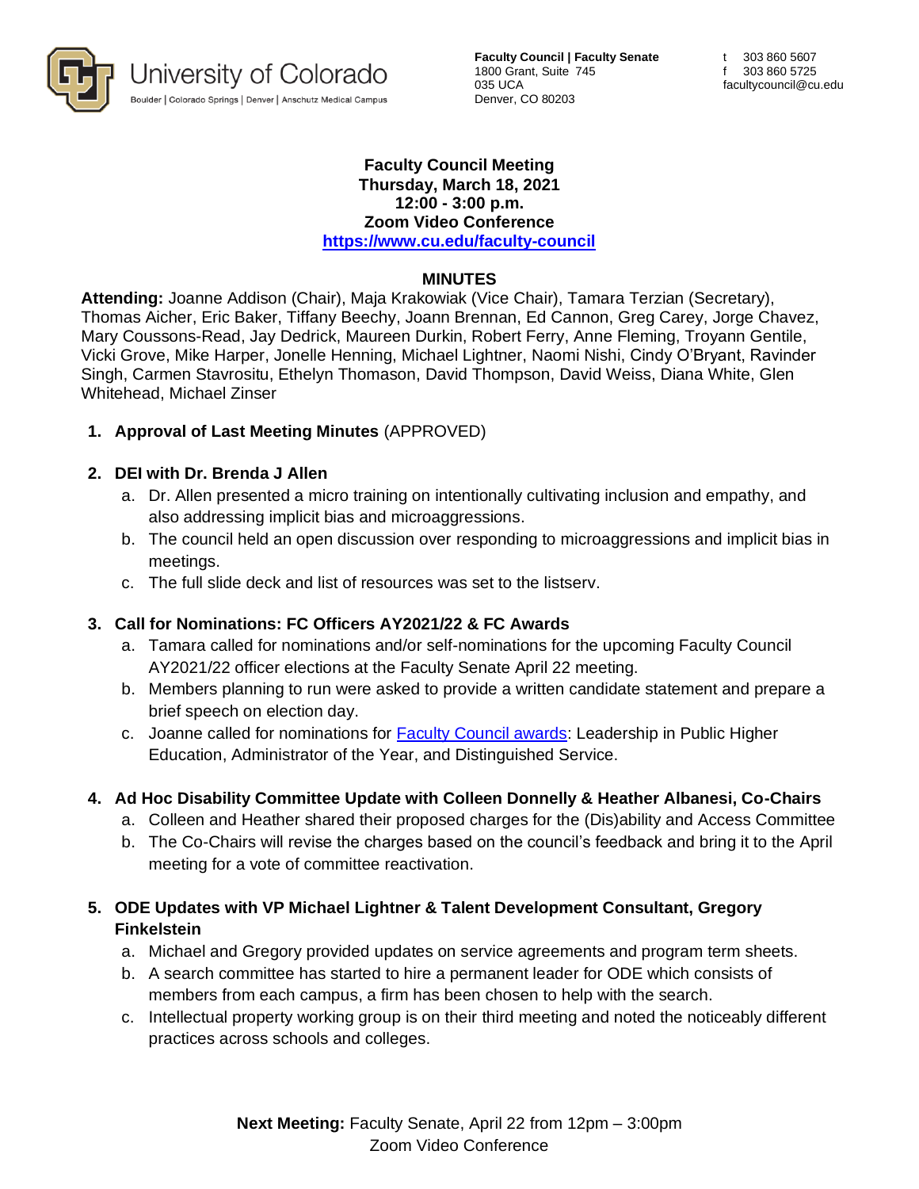University of Colorado
Boulder | Colorado Springs | Denver | Anschutz Medical Campus

**Faculty Council | Faculty Senate**
1800 Grant, Suite 745
035 UCA
Denver, CO 80203

t 303 860 5607
f 303 860 5725
facultycouncil@cu.edu

**Faculty Council Meeting**
**Thursday, March 18, 2021**
**12:00 - 3:00 p.m.**
**Zoom Video Conference**
**[https://www.cu.edu/faculty-council](https://www.cu.edu/faculty-council)**

## MINUTES

**Attending:** Joanne Addison (Chair), Maja Krakowiak (Vice Chair), Tamara Terzian (Secretary), Thomas Aicher, Eric Baker, Tiffany Beechy, Joann Brennan, Ed Cannon, Greg Carey, Jorge Chavez, Mary Coussons-Read, Jay Dedrick, Maureen Durkin, Robert Ferry, Anne Fleming, Troyann Gentile, Vicki Grove, Mike Harper, Jonelle Henning, Michael Lightner, Naomi Nishi, Cindy O'Bryant, Ravinder Singh, Carmen Stavrositu, Ethelyn Thomason, David Thompson, David Weiss, Diana White, Glen Whitehead, Michael Zinser

1. **Approval of Last Meeting Minutes** (APPROVED)

2. **DEI with Dr. Brenda J Allen**
   a. Dr. Allen presented a micro training on intentionally cultivating inclusion and empathy, and also addressing implicit bias and microaggressions.
   b. The council held an open discussion over responding to microaggressions and implicit bias in meetings.
   c. The full slide deck and list of resources was set to the listserv.

3. **Call for Nominations: FC Officers AY2021/22 & FC Awards**
   a. Tamara called for nominations and/or self-nominations for the upcoming Faculty Council AY2021/22 officer elections at the Faculty Senate April 22 meeting.
   b. Members planning to run were asked to provide a written candidate statement and prepare a brief speech on election day.
   c. Joanne called for nominations for Faculty Council awards: Leadership in Public Higher Education, Administrator of the Year, and Distinguished Service.

4. **Ad Hoc Disability Committee Update with Colleen Donnelly & Heather Albanesi, Co-Chairs**
   a. Colleen and Heather shared their proposed charges for the (Dis)ability and Access Committee
   b. The Co-Chairs will revise the charges based on the council's feedback and bring it to the April meeting for a vote of committee reactivation.

5. **ODE Updates with VP Michael Lightner & Talent Development Consultant, Gregory Finkelstein**
   a. Michael and Gregory provided updates on service agreements and program term sheets.
   b. A search committee has started to hire a permanent leader for ODE which consists of members from each campus, a firm has been chosen to help with the search.
   c. Intellectual property working group is on their third meeting and noted the noticeably different practices across schools and colleges.

**Next Meeting:** Faculty Senate, April 22 from 12pm – 3:00pm
Zoom Video Conference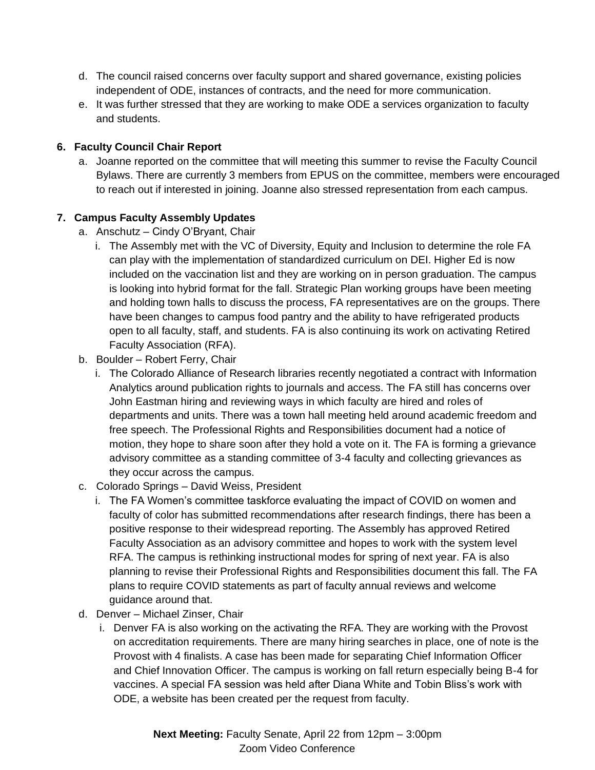d. The council raised concerns over faculty support and shared governance, existing policies independent of ODE, instances of contracts, and the need for more communication.

e. It was further stressed that they are working to make ODE a services organization to faculty and students.

**6. Faculty Council Chair Report**

a. Joanne reported on the committee that will meeting this summer to revise the Faculty Council Bylaws. There are currently 3 members from EPUS on the committee, members were encouraged to reach out if interested in joining. Joanne also stressed representation from each campus.

**7. Campus Faculty Assembly Updates**

a. Anschutz – Cindy O'Bryant, Chair

   i. The Assembly met with the VC of Diversity, Equity and Inclusion to determine the role FA can play with the implementation of standardized curriculum on DEI. Higher Ed is now included on the vaccination list and they are working on in person graduation. The campus is looking into hybrid format for the fall. Strategic Plan working groups have been meeting and holding town halls to discuss the process, FA representatives are on the groups. There have been changes to campus food pantry and the ability to have refrigerated products open to all faculty, staff, and students. FA is also continuing its work on activating Retired Faculty Association (RFA).

b. Boulder – Robert Ferry, Chair

   i. The Colorado Alliance of Research libraries recently negotiated a contract with Information Analytics around publication rights to journals and access. The FA still has concerns over John Eastman hiring and reviewing ways in which faculty are hired and roles of departments and units. There was a town hall meeting held around academic freedom and free speech. The Professional Rights and Responsibilities document had a notice of motion, they hope to share soon after they hold a vote on it. The FA is forming a grievance advisory committee as a standing committee of 3-4 faculty and collecting grievances as they occur across the campus.

c. Colorado Springs – David Weiss, President

   i. The FA Women's committee taskforce evaluating the impact of COVID on women and faculty of color has submitted recommendations after research findings, there has been a positive response to their widespread reporting. The Assembly has approved Retired Faculty Association as an advisory committee and hopes to work with the system level RFA. The campus is rethinking instructional modes for spring of next year. FA is also planning to revise their Professional Rights and Responsibilities document this fall. The FA plans to require COVID statements as part of faculty annual reviews and welcome guidance around that.

d. Denver – Michael Zinser, Chair

   i. Denver FA is also working on the activating the RFA. They are working with the Provost on accreditation requirements. There are many hiring searches in place, one of note is the Provost with 4 finalists. A case has been made for separating Chief Information Officer and Chief Innovation Officer. The campus is working on fall return especially being B-4 for vaccines. A special FA session was held after Diana White and Tobin Bliss's work with ODE, a website has been created per the request from faculty.

**Next Meeting:** Faculty Senate, April 22 from 12pm – 3:00pm
Zoom Video Conference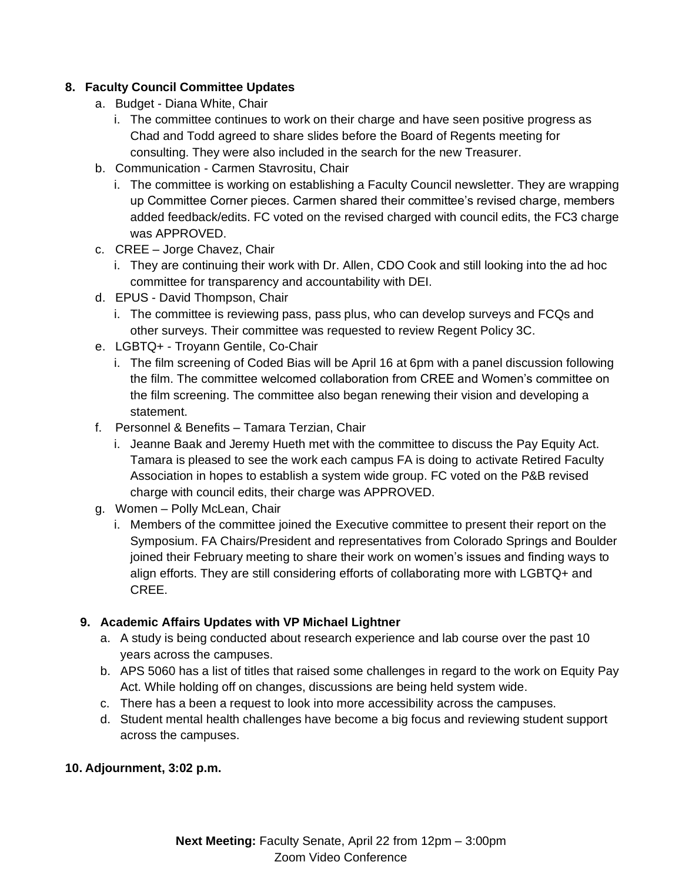8. **Faculty Council Committee Updates**
    a. Budget - Diana White, Chair
        i. The committee continues to work on their charge and have seen positive progress as Chad and Todd agreed to share slides before the Board of Regents meeting for consulting. They were also included in the search for the new Treasurer.
    b. Communication - Carmen Stavrositu, Chair
        i. The committee is working on establishing a Faculty Council newsletter. They are wrapping up Committee Corner pieces. Carmen shared their committee's revised charge, members added feedback/edits. FC voted on the revised charged with council edits, the FC3 charge was APPROVED.
    c. CREE – Jorge Chavez, Chair
        i. They are continuing their work with Dr. Allen, CDO Cook and still looking into the ad hoc committee for transparency and accountability with DEI.
    d. EPUS - David Thompson, Chair
        i. The committee is reviewing pass, pass plus, who can develop surveys and FCQs and other surveys. Their committee was requested to review Regent Policy 3C.
    e. LGBTQ+ - Troyann Gentile, Co-Chair
        i. The film screening of Coded Bias will be April 16 at 6pm with a panel discussion following the film. The committee welcomed collaboration from CREE and Women's committee on the film screening. The committee also began renewing their vision and developing a statement.
    f. Personnel & Benefits – Tamara Terzian, Chair
        i. Jeanne Baak and Jeremy Hueth met with the committee to discuss the Pay Equity Act. Tamara is pleased to see the work each campus FA is doing to activate Retired Faculty Association in hopes to establish a system wide group. FC voted on the P&B revised charge with council edits, their charge was APPROVED.
    g. Women – Polly McLean, Chair
        i. Members of the committee joined the Executive committee to present their report on the Symposium. FA Chairs/President and representatives from Colorado Springs and Boulder joined their February meeting to share their work on women's issues and finding ways to align efforts. They are still considering efforts of collaborating more with LGBTQ+ and CREE.

9. **Academic Affairs Updates with VP Michael Lightner**
    a. A study is being conducted about research experience and lab course over the past 10 years across the campuses.
    b. APS 5060 has a list of titles that raised some challenges in regard to the work on Equity Pay Act. While holding off on changes, discussions are being held system wide.
    c. There has a been a request to look into more accessibility across the campuses.
    d. Student mental health challenges have become a big focus and reviewing student support across the campuses.

10. **Adjournment, 3:02 p.m.**

**Next Meeting:** Faculty Senate, April 22 from 12pm – 3:00pm
Zoom Video Conference